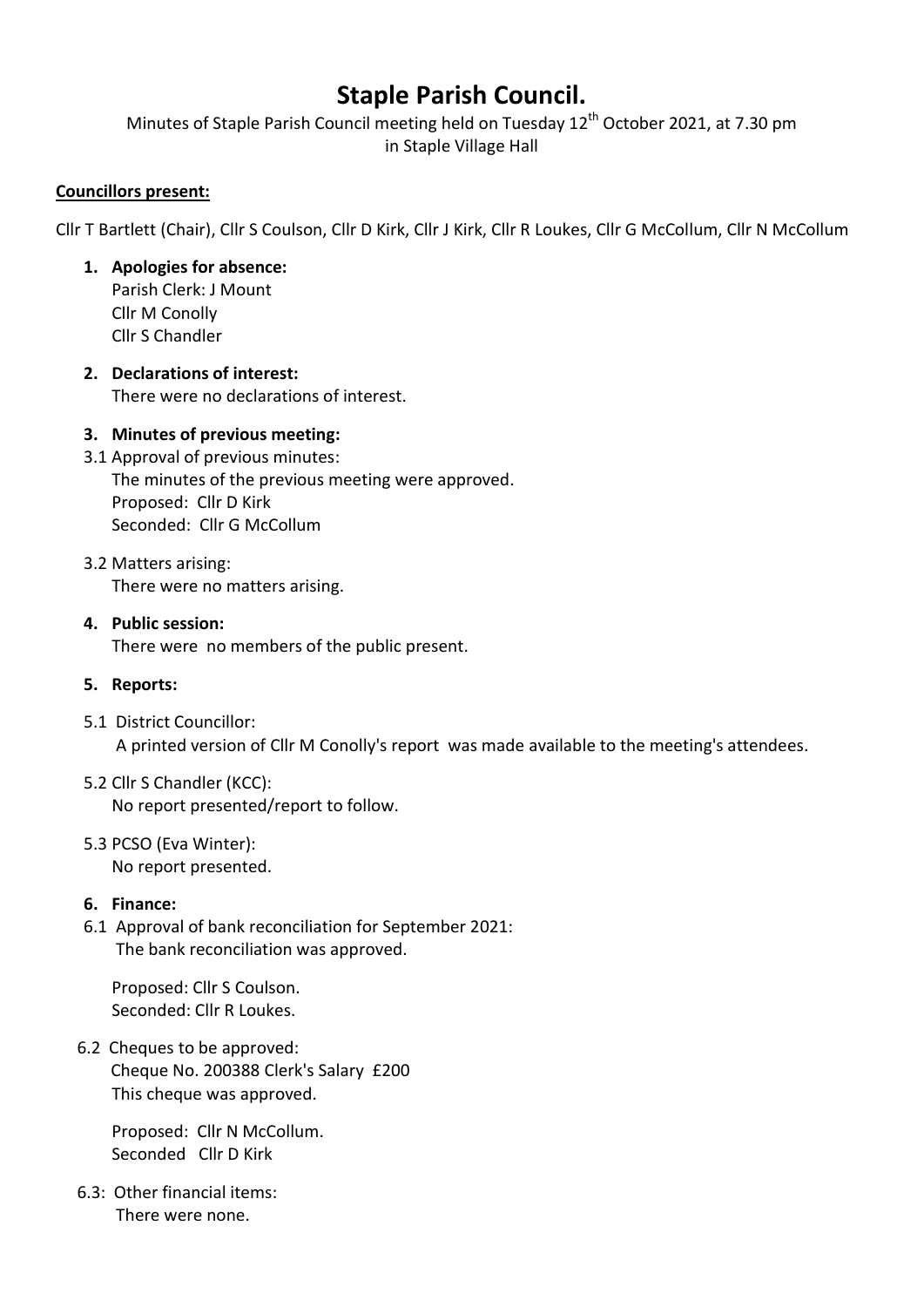# Staple Parish Council.

Minutes of Staple Parish Council meeting held on Tuesday 12th October 2021, at 7.30 pm in Staple Village Hall

**Councillors present:**

Cllr T Bartlett (Chair), Cllr S Coulson, Cllr D Kirk, Cllr J Kirk, Cllr R Loukes, Cllr G McCollum, Cllr N McCollum

1. **Apologies for absence:**
   Parish Clerk: J Mount
   Cllr M Conolly
   Cllr S Chandler

2. **Declarations of interest:**
   There were no declarations of interest.

3. **Minutes of previous meeting:**

3.1 Approval of previous minutes:
   The minutes of the previous meeting were approved.
   Proposed: Cllr D Kirk
   Seconded: Cllr G McCollum

3.2 Matters arising:
   There were no matters arising.

4. **Public session:**
   There were no members of the public present.

5. **Reports:**

5.1 District Councillor:
   A printed version of Cllr M Conolly's report was made available to the meeting's attendees.

5.2 Cllr S Chandler (KCC):
   No report presented/report to follow.

5.3 PCSO (Eva Winter):
   No report presented.

6. **Finance:**

6.1 Approval of bank reconciliation for September 2021:
   The bank reconciliation was approved.

   Proposed: Cllr S Coulson.
   Seconded: Cllr R Loukes.

6.2 Cheques to be approved:
   Cheque No. 200388 Clerk's Salary £200
   This cheque was approved.

   Proposed: Cllr N McCollum.
   Seconded Cllr D Kirk

6.3: Other financial items:
   There were none.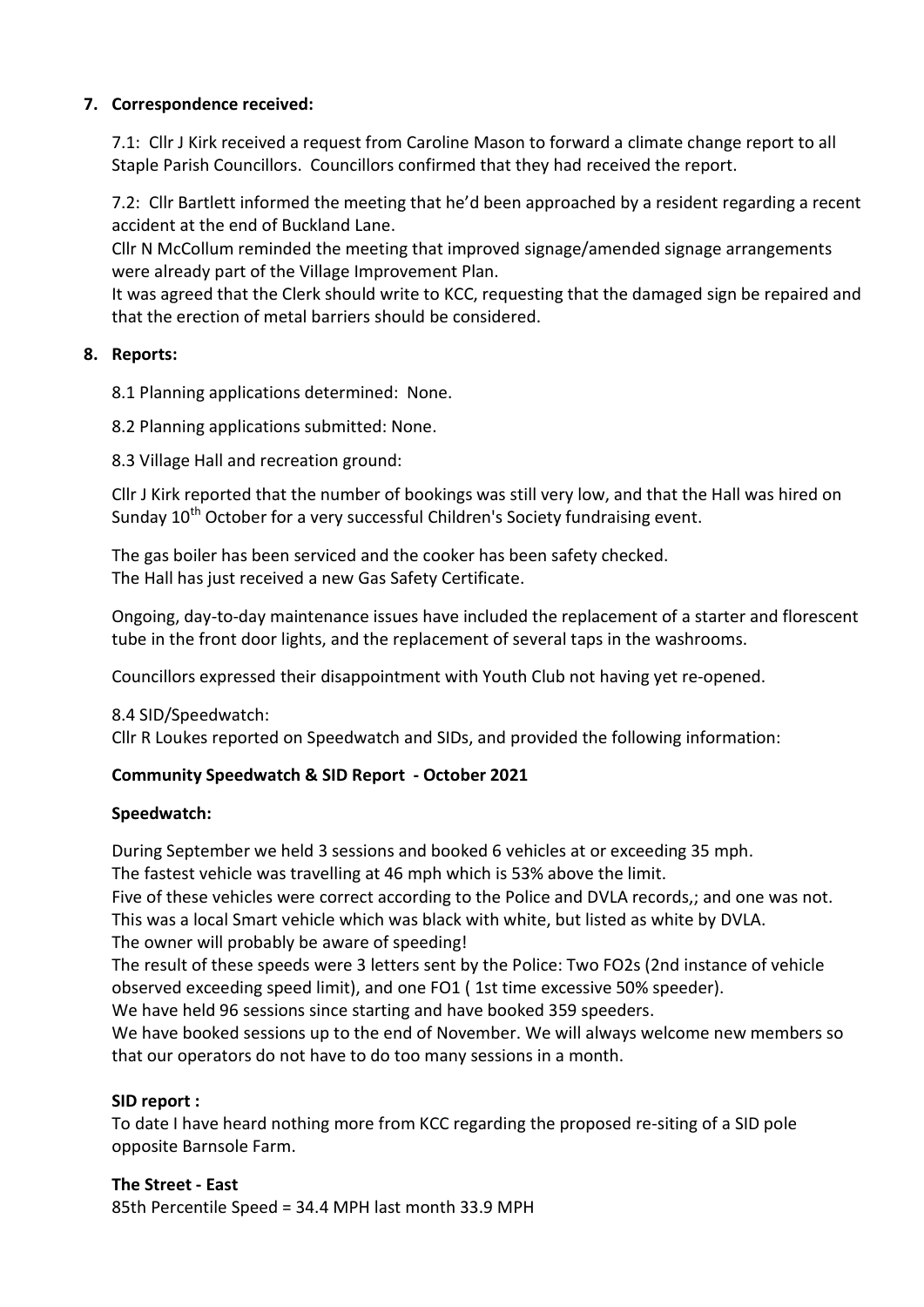## 7. Correspondence received:

7.1: Cllr J Kirk received a request from Caroline Mason to forward a climate change report to all Staple Parish Councillors. Councillors confirmed that they had received the report.

7.2: Cllr Bartlett informed the meeting that he'd been approached by a resident regarding a recent accident at the end of Buckland Lane.

Cllr N McCollum reminded the meeting that improved signage/amended signage arrangements were already part of the Village Improvement Plan.

It was agreed that the Clerk should write to KCC, requesting that the damaged sign be repaired and that the erection of metal barriers should be considered.

## 8. Reports:

8.1 Planning applications determined: None.

8.2 Planning applications submitted: None.

8.3 Village Hall and recreation ground:

Cllr J Kirk reported that the number of bookings was still very low, and that the Hall was hired on Sunday 10th October for a very successful Children's Society fundraising event.

The gas boiler has been serviced and the cooker has been safety checked.
The Hall has just received a new Gas Safety Certificate.

Ongoing, day-to-day maintenance issues have included the replacement of a starter and florescent tube in the front door lights, and the replacement of several taps in the washrooms.

Councillors expressed their disappointment with Youth Club not having yet re-opened.

8.4 SID/Speedwatch:
Cllr R Loukes reported on Speedwatch and SIDs, and provided the following information:

**Community Speedwatch & SID Report - October 2021**

**Speedwatch:**

During September we held 3 sessions and booked 6 vehicles at or exceeding 35 mph.
The fastest vehicle was travelling at 46 mph which is 53% above the limit.
Five of these vehicles were correct according to the Police and DVLA records,; and one was not.
This was a local Smart vehicle which was black with white, but listed as white by DVLA.
The owner will probably be aware of speeding!
The result of these speeds were 3 letters sent by the Police: Two FO2s (2nd instance of vehicle observed exceeding speed limit), and one FO1 ( 1st time excessive 50% speeder).
We have held 96 sessions since starting and have booked 359 speeders.
We have booked sessions up to the end of November. We will always welcome new members so that our operators do not have to do too many sessions in a month.

**SID report :**
To date I have heard nothing more from KCC regarding the proposed re-siting of a SID pole opposite Barnsole Farm.

**The Street - East**
85th Percentile Speed = 34.4 MPH last month 33.9 MPH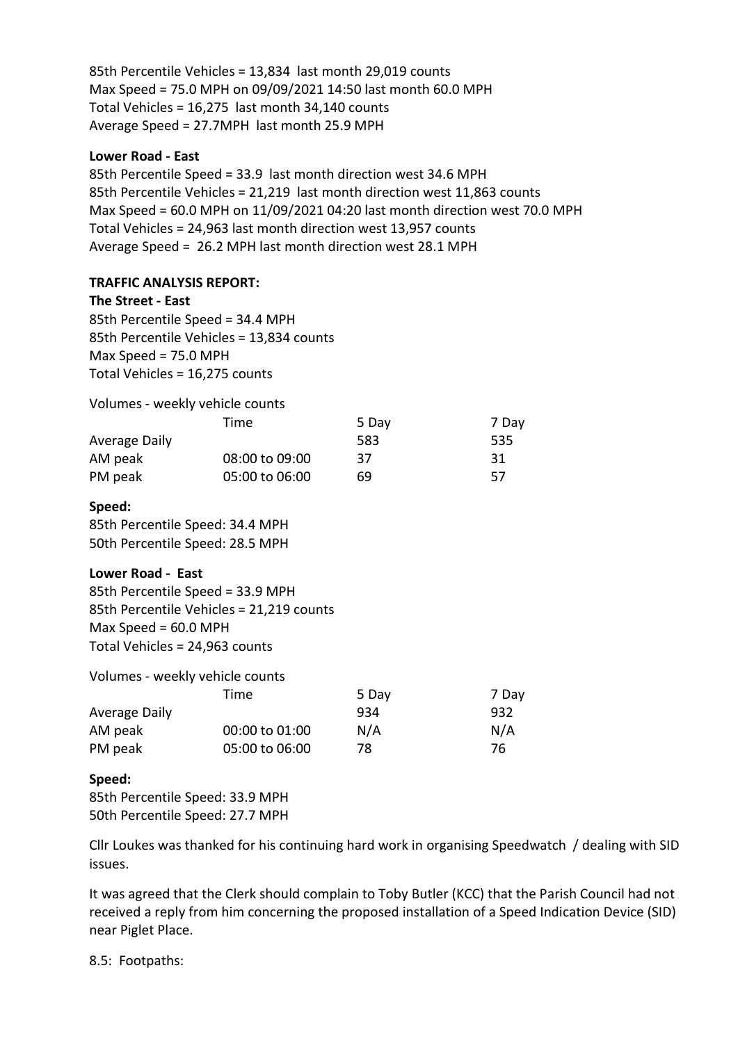85th Percentile Vehicles = 13,834 last month 29,019 counts
Max Speed = 75.0 MPH on 09/09/2021 14:50 last month 60.0 MPH
Total Vehicles = 16,275 last month 34,140 counts
Average Speed = 27.7MPH last month 25.9 MPH

**Lower Road - East**

85th Percentile Speed = 33.9 last month direction west 34.6 MPH
85th Percentile Vehicles = 21,219 last month direction west 11,863 counts
Max Speed = 60.0 MPH on 11/09/2021 04:20 last month direction west 70.0 MPH
Total Vehicles = 24,963 last month direction west 13,957 counts
Average Speed = 26.2 MPH last month direction west 28.1 MPH

**TRAFFIC ANALYSIS REPORT:**

**The Street - East**

85th Percentile Speed = 34.4 MPH
85th Percentile Vehicles = 13,834 counts
Max Speed = 75.0 MPH
Total Vehicles = 16,275 counts

Volumes - weekly vehicle counts

| | Time | 5 Day | 7 Day |
|---|---|---|---|
| Average Daily | | 583 | 535 |
| AM peak | 08:00 to 09:00 | 37 | 31 |
| PM peak | 05:00 to 06:00 | 69 | 57 |

**Speed:**

85th Percentile Speed: 34.4 MPH
50th Percentile Speed: 28.5 MPH

**Lower Road - East**

85th Percentile Speed = 33.9 MPH
85th Percentile Vehicles = 21,219 counts
Max Speed = 60.0 MPH
Total Vehicles = 24,963 counts

Volumes - weekly vehicle counts

| | Time | 5 Day | 7 Day |
|---|---|---|---|
| Average Daily | | 934 | 932 |
| AM peak | 00:00 to 01:00 | N/A | N/A |
| PM peak | 05:00 to 06:00 | 78 | 76 |

**Speed:**

85th Percentile Speed: 33.9 MPH
50th Percentile Speed: 27.7 MPH

Cllr Loukes was thanked for his continuing hard work in organising Speedwatch / dealing with SID issues.

It was agreed that the Clerk should complain to Toby Butler (KCC) that the Parish Council had not received a reply from him concerning the proposed installation of a Speed Indication Device (SID) near Piglet Place.

8.5: Footpaths: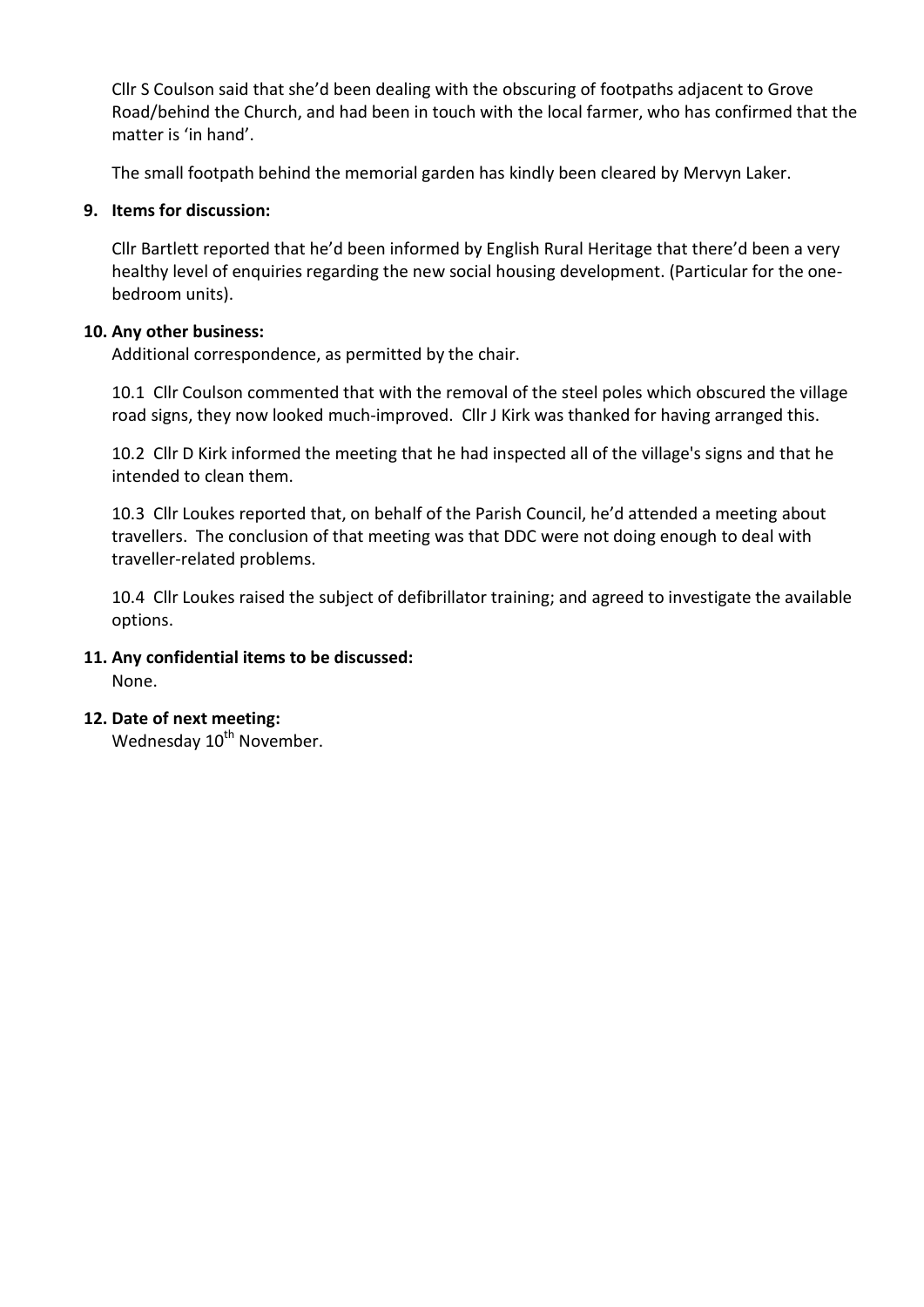Cllr S Coulson said that she'd been dealing with the obscuring of footpaths adjacent to Grove Road/behind the Church, and had been in touch with the local farmer, who has confirmed that the matter is 'in hand'.

The small footpath behind the memorial garden has kindly been cleared by Mervyn Laker.

**9. Items for discussion:**

Cllr Bartlett reported that he'd been informed by English Rural Heritage that there'd been a very healthy level of enquiries regarding the new social housing development. (Particular for the one-bedroom units).

**10. Any other business:**

Additional correspondence, as permitted by the chair.

10.1 Cllr Coulson commented that with the removal of the steel poles which obscured the village road signs, they now looked much-improved. Cllr J Kirk was thanked for having arranged this.

10.2 Cllr D Kirk informed the meeting that he had inspected all of the village's signs and that he intended to clean them.

10.3 Cllr Loukes reported that, on behalf of the Parish Council, he'd attended a meeting about travellers. The conclusion of that meeting was that DDC were not doing enough to deal with traveller-related problems.

10.4 Cllr Loukes raised the subject of defibrillator training; and agreed to investigate the available options.

**11. Any confidential items to be discussed:**

None.

**12. Date of next meeting:**

Wednesday 10th November.